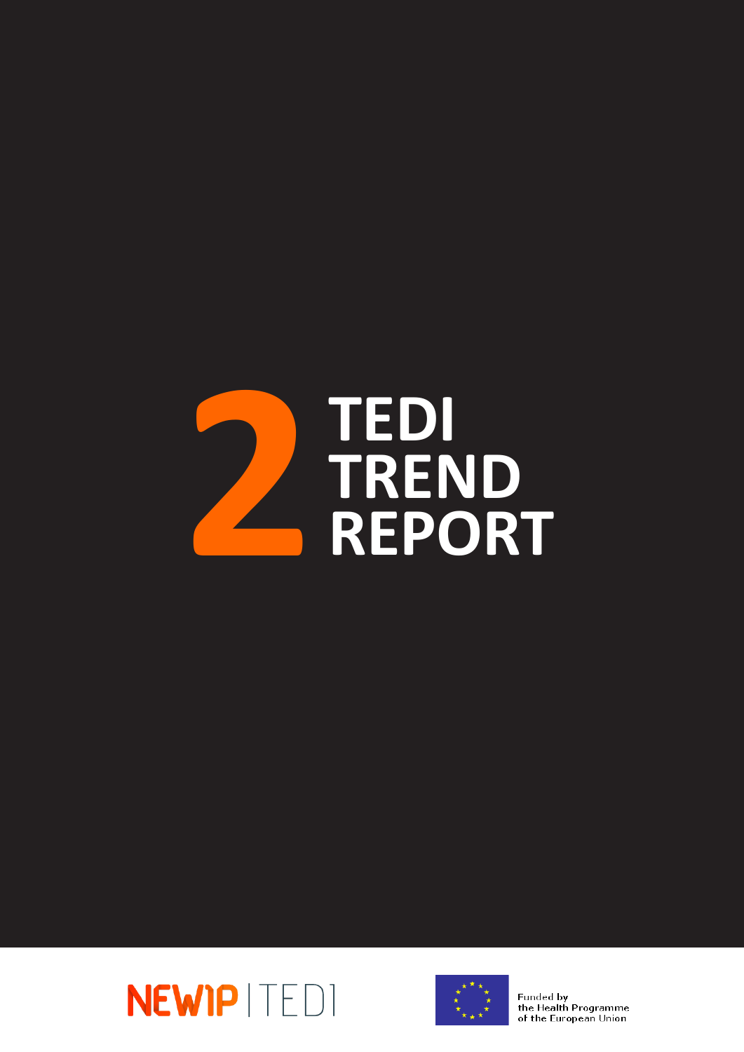# 2 TEDI TREND REPORT

NEWIP | TEDI

Funded by
the Health Programme
of the European Union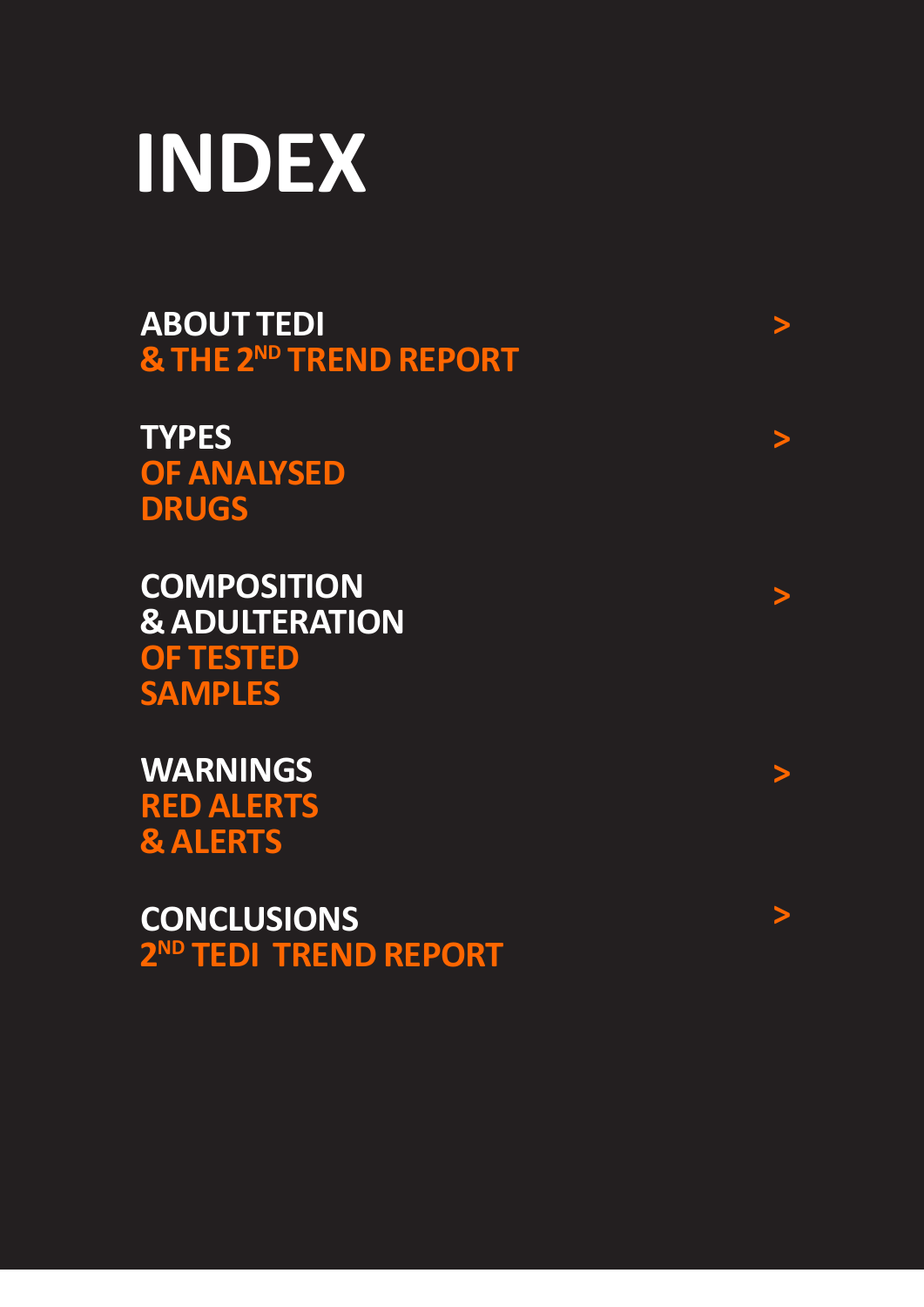# INDEX

**ABOUT TEDI & THE 2ND TREND REPORT** >

**TYPES OF ANALYSED DRUGS** >

**COMPOSITION & ADULTERATION OF TESTED SAMPLES** >

**WARNINGS RED ALERTS & ALERTS** >

**CONCLUSIONS 2ND TEDI TREND REPORT** >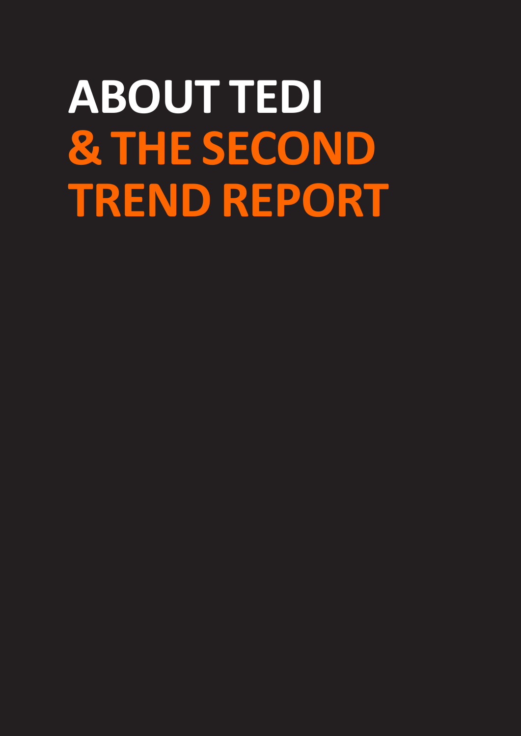# ABOUT TEDI & THE SECOND TREND REPORT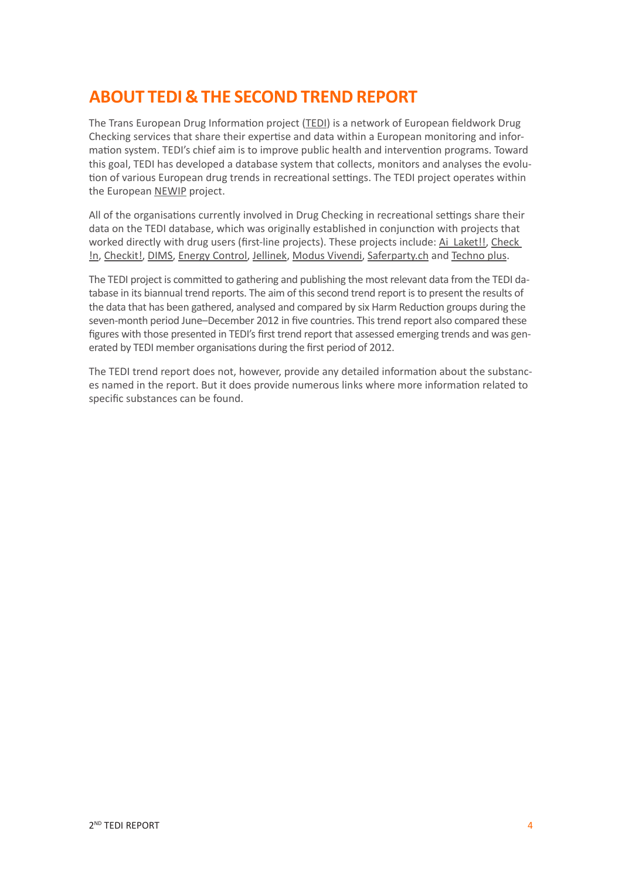# ABOUT TEDI & THE SECOND TREND REPORT

The Trans European Drug Information project (TEDI) is a network of European fieldwork Drug Checking services that share their expertise and data within a European monitoring and information system. TEDI's chief aim is to improve public health and intervention programs. Toward this goal, TEDI has developed a database system that collects, monitors and analyses the evolution of various European drug trends in recreational settings. The TEDI project operates within the European NEWIP project.

All of the organisations currently involved in Drug Checking in recreational settings share their data on the TEDI database, which was originally established in conjunction with projects that worked directly with drug users (first-line projects). These projects include: Ai Laket!!, Check !n, Checkit!, DIMS, Energy Control, Jellinek, Modus Vivendi, Saferparty.ch and Techno plus.

The TEDI project is committed to gathering and publishing the most relevant data from the TEDI database in its biannual trend reports. The aim of this second trend report is to present the results of the data that has been gathered, analysed and compared by six Harm Reduction groups during the seven-month period June–December 2012 in five countries. This trend report also compared these figures with those presented in TEDI's first trend report that assessed emerging trends and was generated by TEDI member organisations during the first period of 2012.

The TEDI trend report does not, however, provide any detailed information about the substances named in the report. But it does provide numerous links where more information related to specific substances can be found.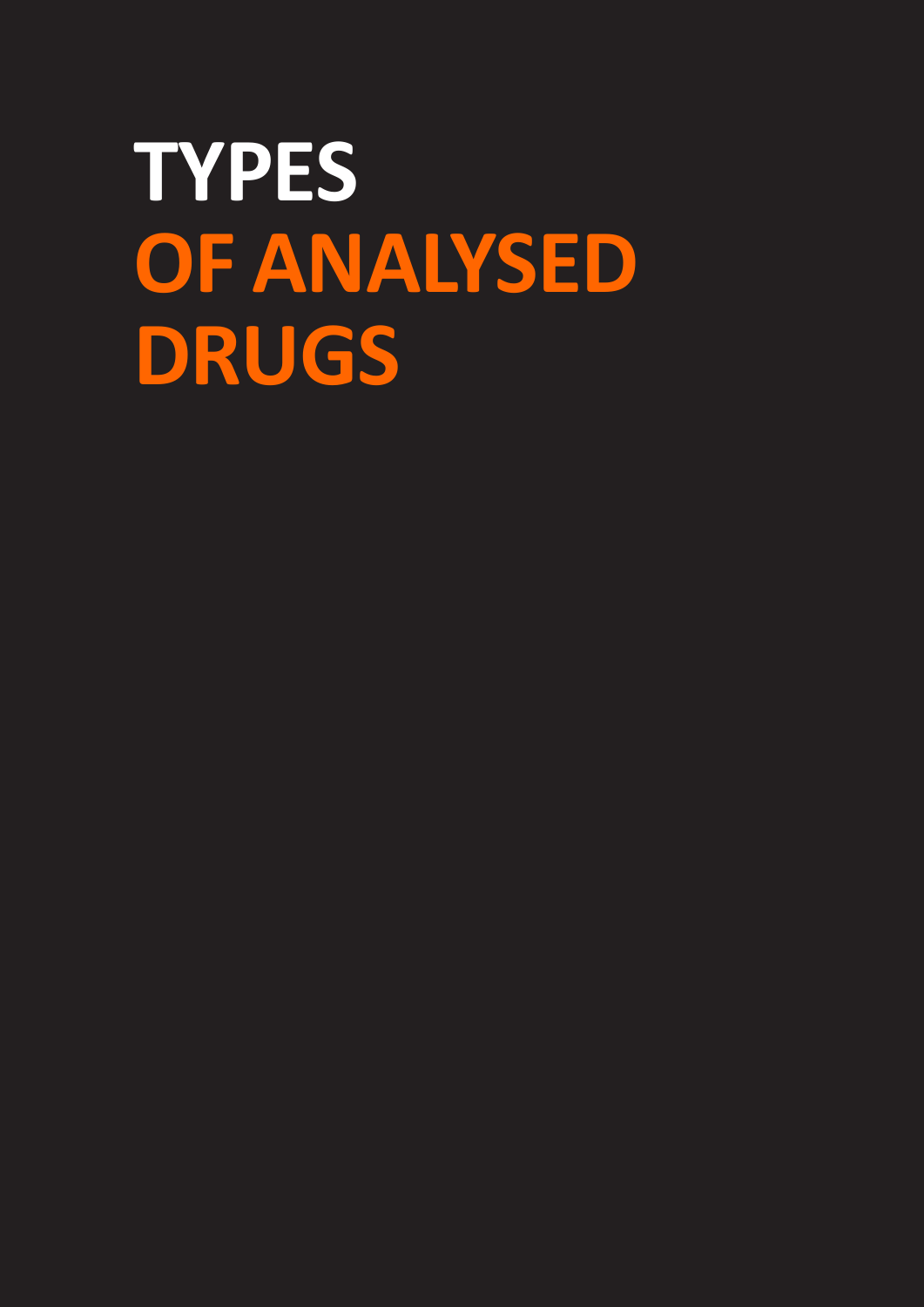# TYPES OF ANALYSED DRUGS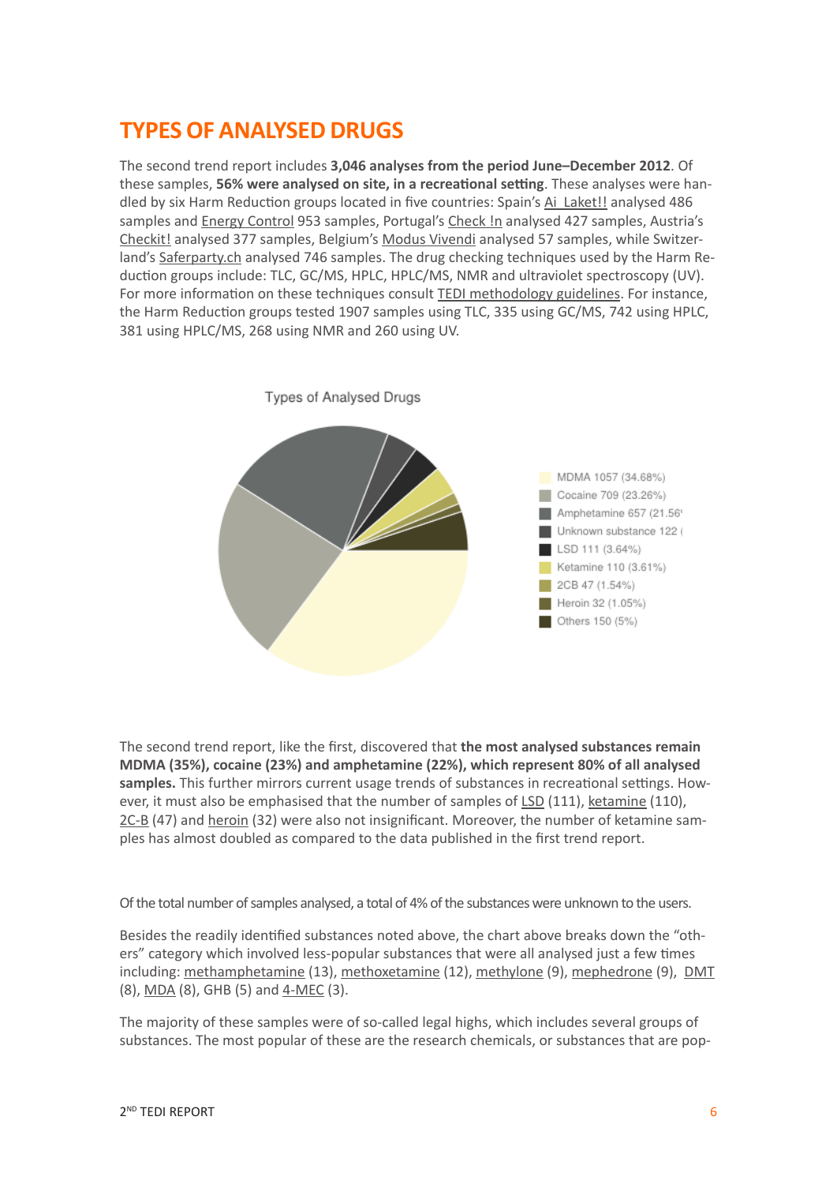# TYPES OF ANALYSED DRUGS

The second trend report includes **3,046 analyses from the period June–December 2012**. Of these samples, **56% were analysed on site, in a recreational setting**. These analyses were handled by six Harm Reduction groups located in five countries: Spain's Ai Laket!! analysed 486 samples and Energy Control 953 samples, Portugal's Check !n analysed 427 samples, Austria's Checkit! analysed 377 samples, Belgium's Modus Vivendi analysed 57 samples, while Switzerland's Saferparty.ch analysed 746 samples. The drug checking techniques used by the Harm Reduction groups include: TLC, GC/MS, HPLC, HPLC/MS, NMR and ultraviolet spectroscopy (UV). For more information on these techniques consult TEDI methodology guidelines. For instance, the Harm Reduction groups tested 1907 samples using TLC, 335 using GC/MS, 742 using HPLC, 381 using HPLC/MS, 268 using NMR and 260 using UV.

Types of Analysed Drugs

- MDMA 1057 (34.68%)
- Cocaine 709 (23.26%)
- Amphetamine 657 (21.56'
- Unknown substance 122 (
- LSD 111 (3.64%)
- Ketamine 110 (3.61%)
- 2CB 47 (1.54%)
- Heroin 32 (1.05%)
- Others 150 (5%)

The second trend report, like the first, discovered that **the most analysed substances remain MDMA (35%), cocaine (23%) and amphetamine (22%), which represent 80% of all analysed samples.** This further mirrors current usage trends of substances in recreational settings. However, it must also be emphasised that the number of samples of LSD (111), ketamine (110), 2C-B (47) and heroin (32) were also not insignificant. Moreover, the number of ketamine samples has almost doubled as compared to the data published in the first trend report.

Of the total number of samples analysed, a total of 4% of the substances were unknown to the users.

Besides the readily identified substances noted above, the chart above breaks down the "others" category which involved less-popular substances that were all analysed just a few times including: methamphetamine (13), methoxetamine (12), methylone (9), mephedrone (9), DMT (8), MDA (8), GHB (5) and 4-MEC (3).

The majority of these samples were of so-called legal highs, which includes several groups of substances. The most popular of these are the research chemicals, or substances that are pop-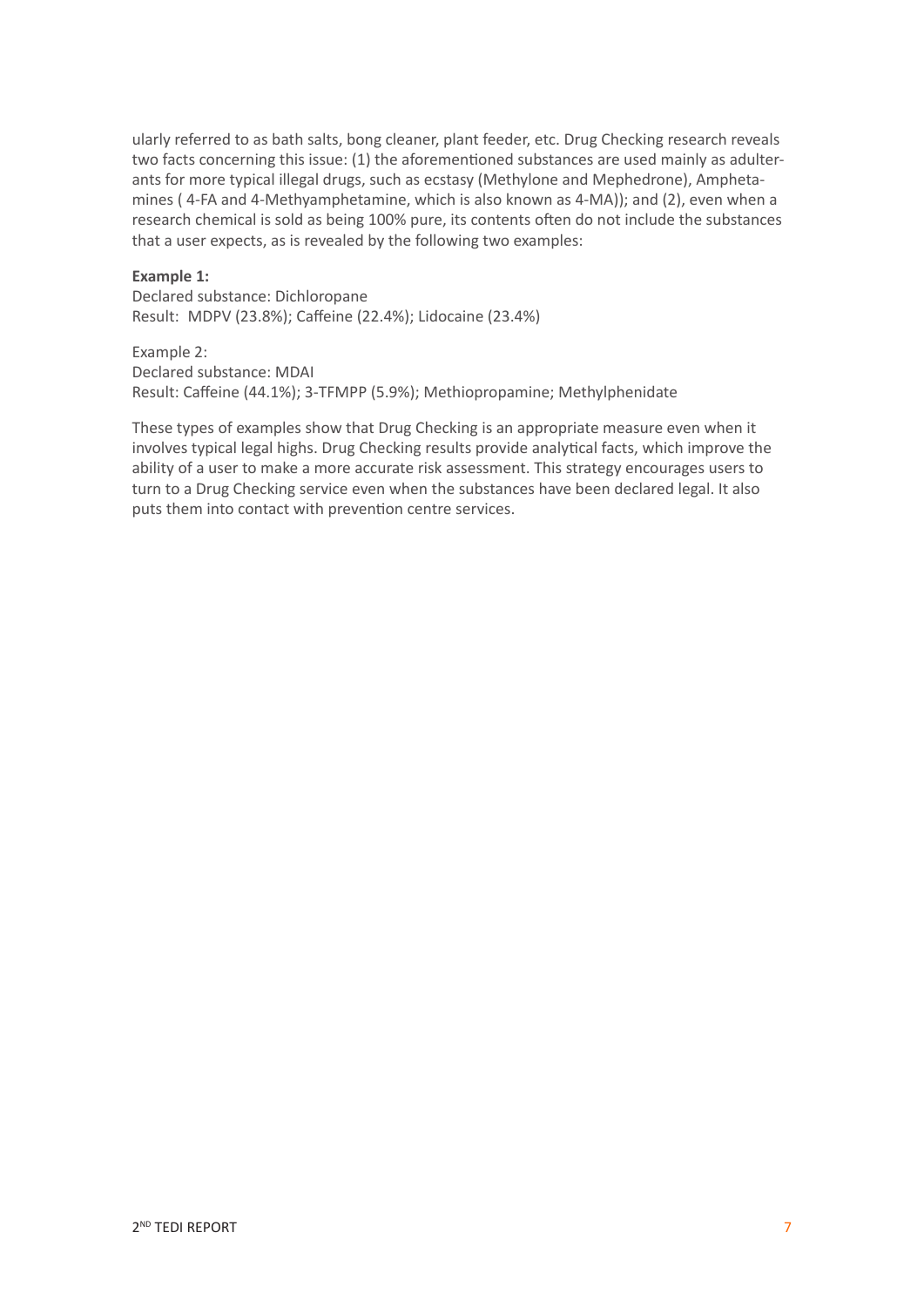ularly referred to as bath salts, bong cleaner, plant feeder, etc. Drug Checking research reveals two facts concerning this issue: (1) the aforementioned substances are used mainly as adulterants for more typical illegal drugs, such as ecstasy (Methylone and Mephedrone), Amphetamines ( 4-FA and 4-Methyamphetamine, which is also known as 4-MA)); and (2), even when a research chemical is sold as being 100% pure, its contents often do not include the substances that a user expects, as is revealed by the following two examples:

**Example 1:**
Declared substance: Dichloropane
Result: MDPV (23.8%); Caffeine (22.4%); Lidocaine (23.4%)

Example 2:
Declared substance: MDAI
Result: Caffeine (44.1%); 3-TFMPP (5.9%); Methiopropamine; Methylphenidate

These types of examples show that Drug Checking is an appropriate measure even when it involves typical legal highs. Drug Checking results provide analytical facts, which improve the ability of a user to make a more accurate risk assessment. This strategy encourages users to turn to a Drug Checking service even when the substances have been declared legal. It also puts them into contact with prevention centre services.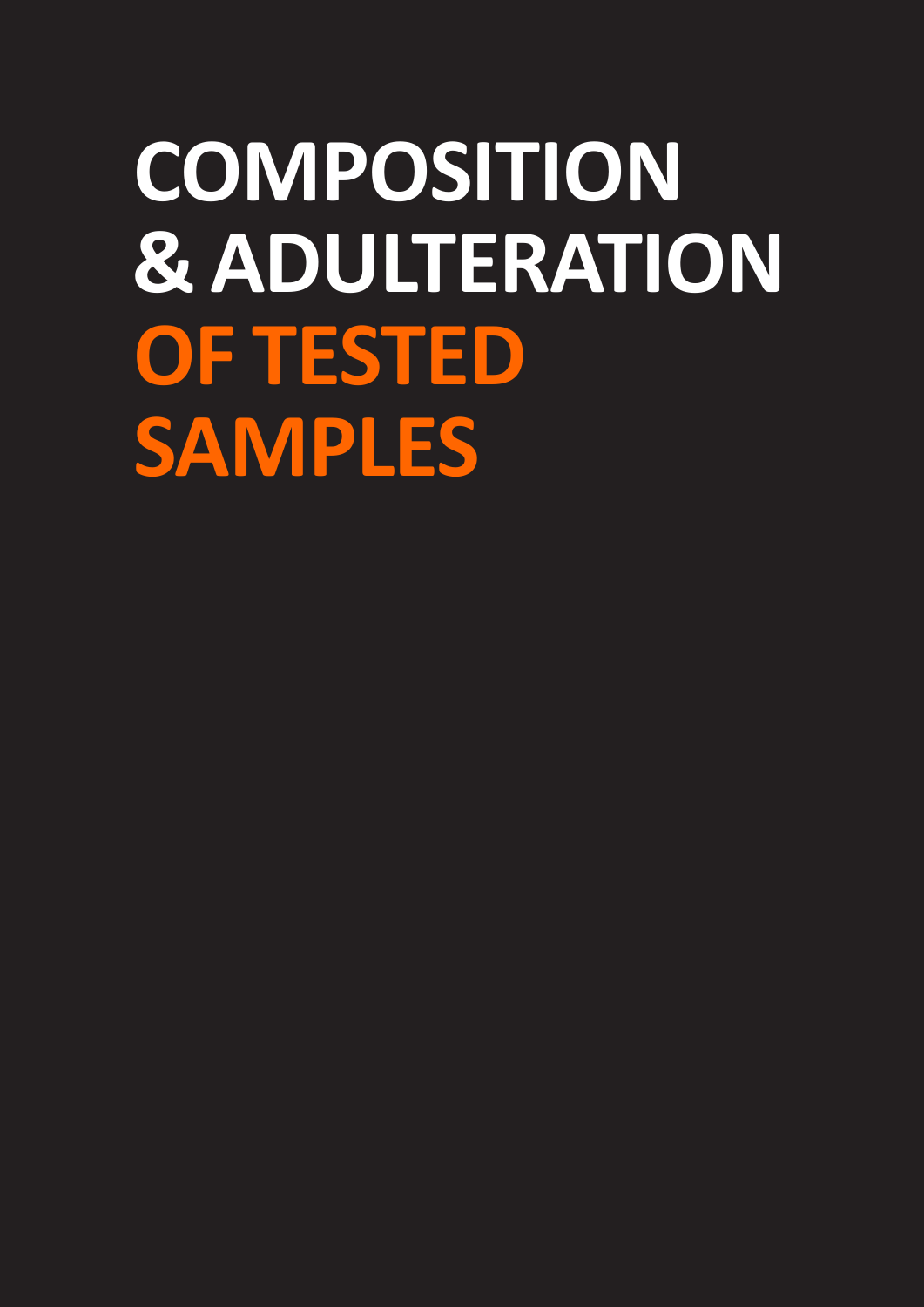# COMPOSITION & ADULTERATION OF TESTED SAMPLES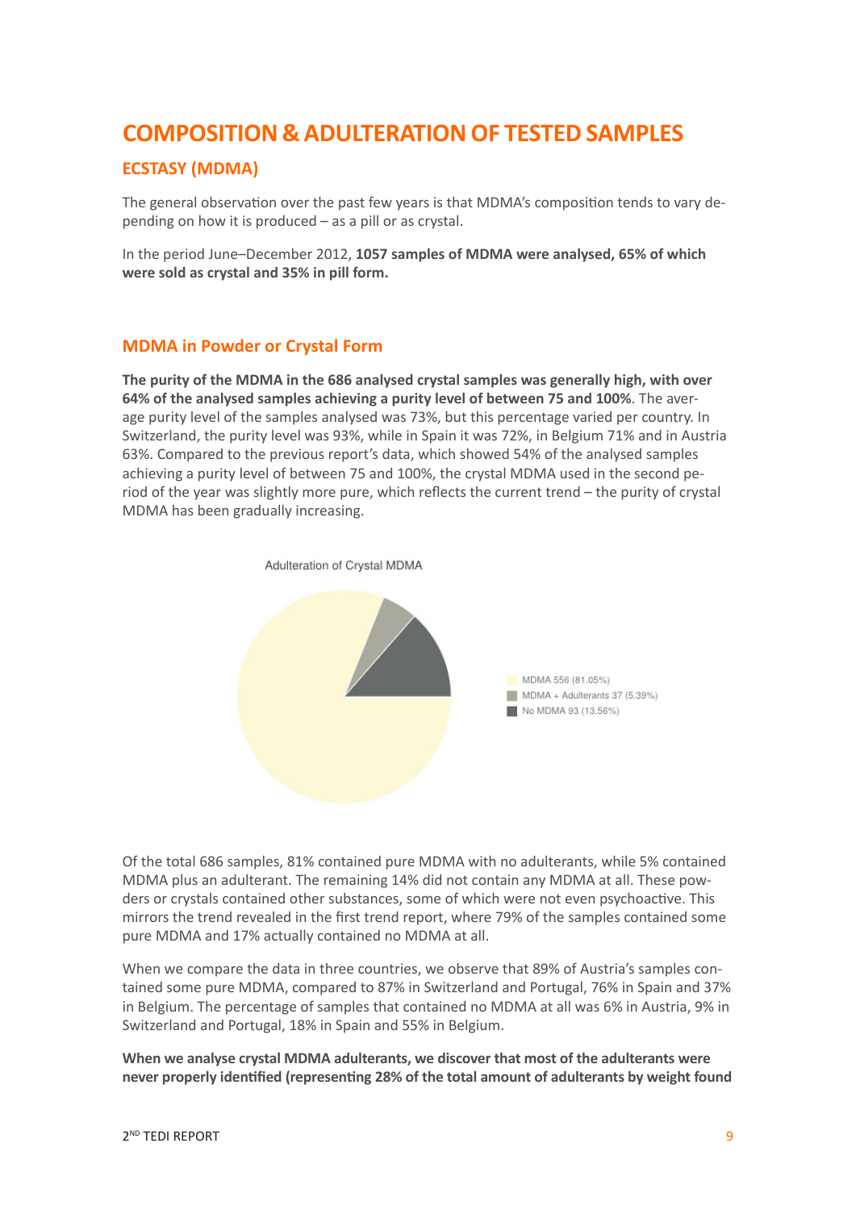# COMPOSITION & ADULTERATION OF TESTED SAMPLES

## ECSTASY (MDMA)

The general observation over the past few years is that MDMA's composition tends to vary depending on how it is produced – as a pill or as crystal.

In the period June–December 2012, **1057 samples of MDMA were analysed, 65% of which were sold as crystal and 35% in pill form.**

### MDMA in Powder or Crystal Form

**The purity of the MDMA in the 686 analysed crystal samples was generally high, with over 64% of the analysed samples achieving a purity level of between 75 and 100%**. The average purity level of the samples analysed was 73%, but this percentage varied per country. In Switzerland, the purity level was 93%, while in Spain it was 72%, in Belgium 71% and in Austria 63%. Compared to the previous report's data, which showed 54% of the analysed samples achieving a purity level of between 75 and 100%, the crystal MDMA used in the second period of the year was slightly more pure, which reflects the current trend – the purity of crystal MDMA has been gradually increasing.

Adulteration of Crystal MDMA

- MDMA 556 (81.05%)
- MDMA + Adulterants 37 (5.39%)
- No MDMA 93 (13.56%)

Of the total 686 samples, 81% contained pure MDMA with no adulterants, while 5% contained MDMA plus an adulterant. The remaining 14% did not contain any MDMA at all. These powders or crystals contained other substances, some of which were not even psychoactive. This mirrors the trend revealed in the first trend report, where 79% of the samples contained some pure MDMA and 17% actually contained no MDMA at all.

When we compare the data in three countries, we observe that 89% of Austria's samples contained some pure MDMA, compared to 87% in Switzerland and Portugal, 76% in Spain and 37% in Belgium. The percentage of samples that contained no MDMA at all was 6% in Austria, 9% in Switzerland and Portugal, 18% in Spain and 55% in Belgium.

**When we analyse crystal MDMA adulterants, we discover that most of the adulterants were never properly identified (representing 28% of the total amount of adulterants by weight found**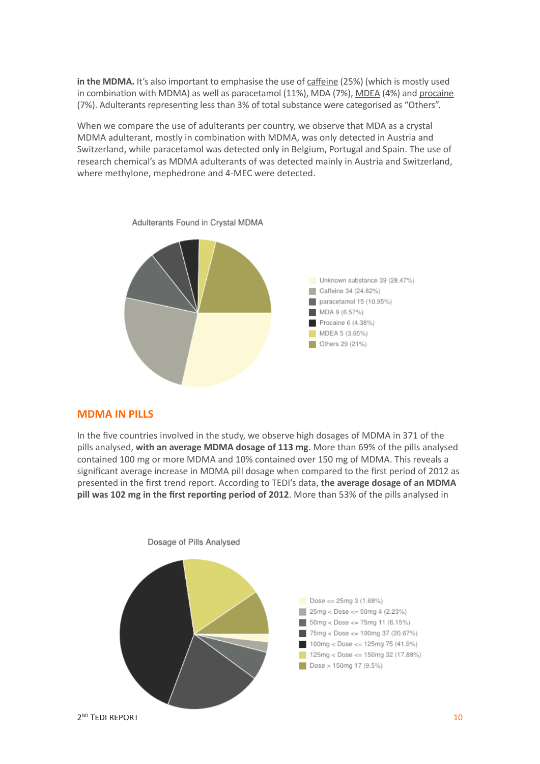**in the MDMA.** It's also important to emphasise the use of caffeine (25%) (which is mostly used in combination with MDMA) as well as paracetamol (11%), MDA (7%), MDEA (4%) and procaine (7%). Adulterants representing less than 3% of total substance were categorised as "Others".

When we compare the use of adulterants per country, we observe that MDA as a crystal MDMA adulterant, mostly in combination with MDMA, was only detected in Austria and Switzerland, while paracetamol was detected only in Belgium, Portugal and Spain. The use of research chemical's as MDMA adulterants of was detected mainly in Austria and Switzerland, where methylone, mephedrone and 4-MEC were detected.

Adulterants Found in Crystal MDMA

- Unknown substance 39 (28.47%)
- Caffeine 34 (24.82%)
- paracetamol 15 (10.95%)
- MDA 9 (6.57%)
- Procaine 6 (4.38%)
- MDEA 5 (3.65%)
- Others 29 (21%)

## MDMA IN PILLS

In the five countries involved in the study, we observe high dosages of MDMA in 371 of the pills analysed, **with an average MDMA dosage of 113 mg**. More than 69% of the pills analysed contained 100 mg or more MDMA and 10% contained over 150 mg of MDMA. This reveals a significant average increase in MDMA pill dosage when compared to the first period of 2012 as presented in the first trend report. According to TEDI's data, **the average dosage of an MDMA pill was 102 mg in the first reporting period of 2012**. More than 53% of the pills analysed in

Dosage of Pills Analysed

- Dose <= 25mg 3 (1.68%)
- 25mg < Dose <= 50mg 4 (2.23%)
- 50mg < Dose <= 75mg 11 (6.15%)
- 75mg < Dose <= 100mg 37 (20.67%)
- 100mg < Dose <= 125mg 75 (41.9%)
- 125mg < Dose <= 150mg 32 (17.88%)
- Dose > 150mg 17 (9.5%)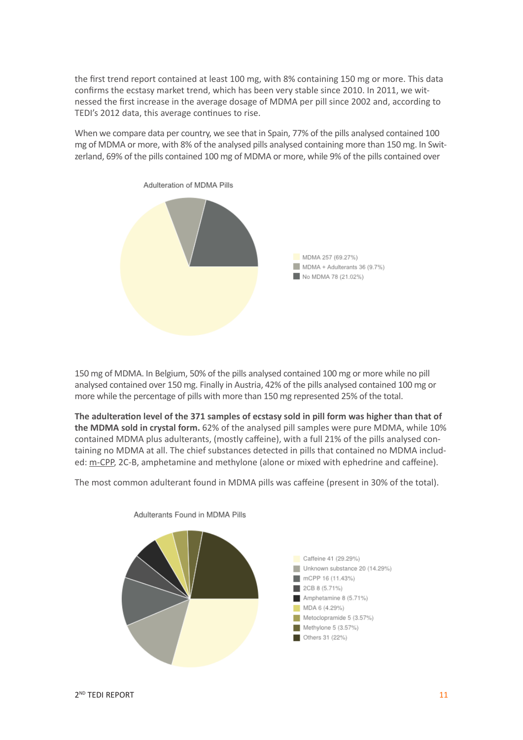the first trend report contained at least 100 mg, with 8% containing 150 mg or more. This data confirms the ecstasy market trend, which has been very stable since 2010. In 2011, we witnessed the first increase in the average dosage of MDMA per pill since 2002 and, according to TEDI's 2012 data, this average continues to rise.

When we compare data per country, we see that in Spain, 77% of the pills analysed contained 100 mg of MDMA or more, with 8% of the analysed pills analysed containing more than 150 mg. In Switzerland, 69% of the pills contained 100 mg of MDMA or more, while 9% of the pills contained over 150 mg of MDMA. In Belgium, 50% of the pills analysed contained 100 mg or more while no pill analysed contained over 150 mg. Finally in Austria, 42% of the pills analysed contained 100 mg or more while the percentage of pills with more than 150 mg represented 25% of the total.

Adulteration of MDMA Pills

- MDMA 257 (69.27%)
- MDMA + Adulterants 36 (9.7%)
- No MDMA 78 (21.02%)

**The adulteration level of the 371 samples of ecstasy sold in pill form was higher than that of the MDMA sold in crystal form.** 62% of the analysed pill samples were pure MDMA, while 10% contained MDMA plus adulterants, (mostly caffeine), with a full 21% of the pills analysed containing no MDMA at all. The chief substances detected in pills that contained no MDMA included: m-CPP, 2C-B, amphetamine and methylone (alone or mixed with ephedrine and caffeine).

The most common adulterant found in MDMA pills was caffeine (present in 30% of the total).

Adulterants Found in MDMA Pills

- Caffeine 41 (29.29%)
- Unknown substance 20 (14.29%)
- mCPP 16 (11.43%)
- 2CB 8 (5.71%)
- Amphetamine 8 (5.71%)
- MDA 6 (4.29%)
- Metoclopramide 5 (3.57%)
- Methylone 5 (3.57%)
- Others 31 (22%)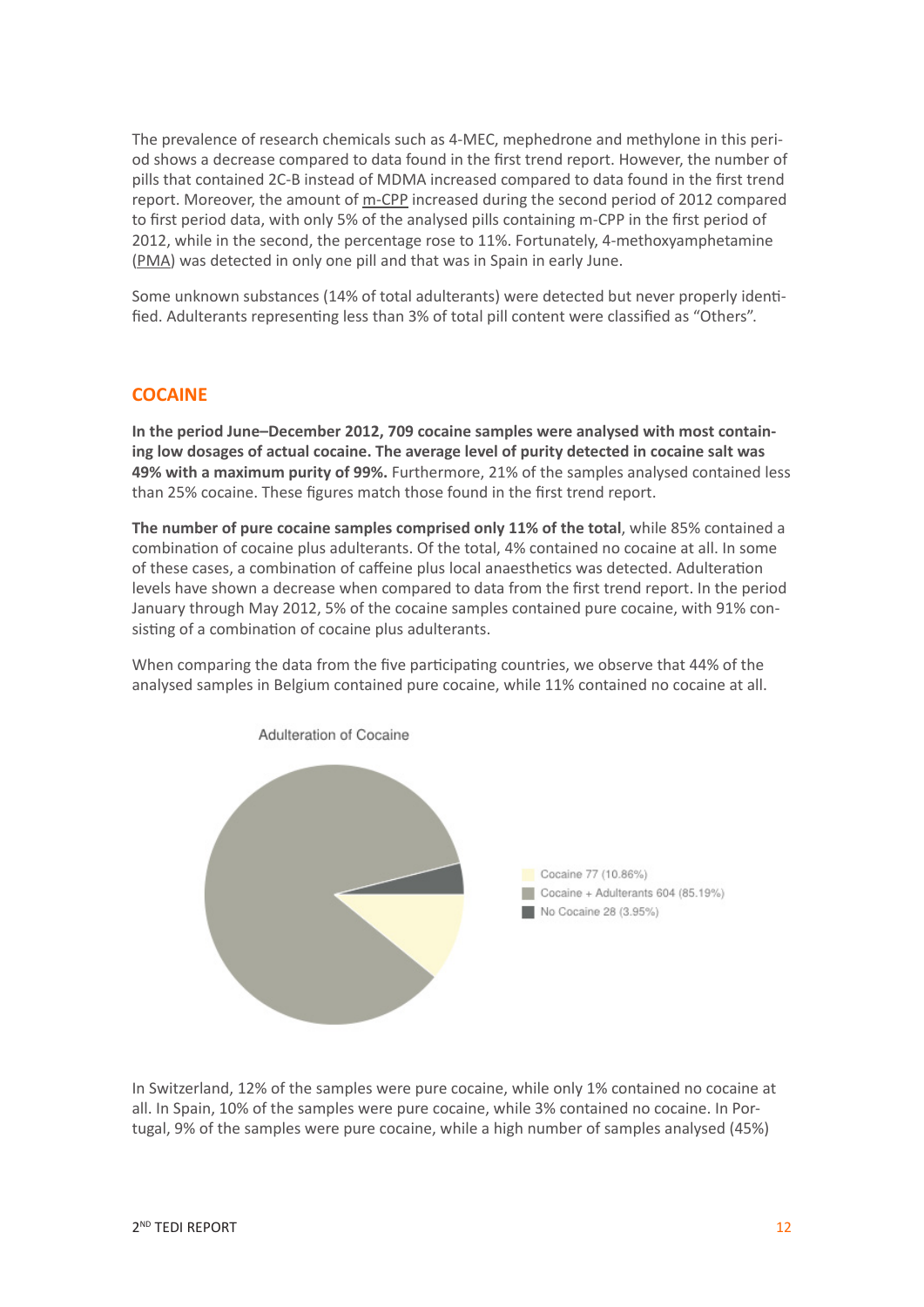The prevalence of research chemicals such as 4-MEC, mephedrone and methylone in this period shows a decrease compared to data found in the first trend report. However, the number of pills that contained 2C-B instead of MDMA increased compared to data found in the first trend report. Moreover, the amount of m-CPP increased during the second period of 2012 compared to first period data, with only 5% of the analysed pills containing m-CPP in the first period of 2012, while in the second, the percentage rose to 11%. Fortunately, 4-methoxyamphetamine (PMA) was detected in only one pill and that was in Spain in early June.

Some unknown substances (14% of total adulterants) were detected but never properly identified. Adulterants representing less than 3% of total pill content were classified as "Others".

## COCAINE

**In the period June–December 2012, 709 cocaine samples were analysed with most containing low dosages of actual cocaine. The average level of purity detected in cocaine salt was 49% with a maximum purity of 99%.** Furthermore, 21% of the samples analysed contained less than 25% cocaine. These figures match those found in the first trend report.

**The number of pure cocaine samples comprised only 11% of the total**, while 85% contained a combination of cocaine plus adulterants. Of the total, 4% contained no cocaine at all. In some of these cases, a combination of caffeine plus local anaesthetics was detected. Adulteration levels have shown a decrease when compared to data from the first trend report. In the period January through May 2012, 5% of the cocaine samples contained pure cocaine, with 91% consisting of a combination of cocaine plus adulterants.

When comparing the data from the five participating countries, we observe that 44% of the analysed samples in Belgium contained pure cocaine, while 11% contained no cocaine at all.

Adulteration of Cocaine

- Cocaine 77 (10.86%)
- Cocaine + Adulterants 604 (85.19%)
- No Cocaine 28 (3.95%)

In Switzerland, 12% of the samples were pure cocaine, while only 1% contained no cocaine at all. In Spain, 10% of the samples were pure cocaine, while 3% contained no cocaine. In Portugal, 9% of the samples were pure cocaine, while a high number of samples analysed (45%)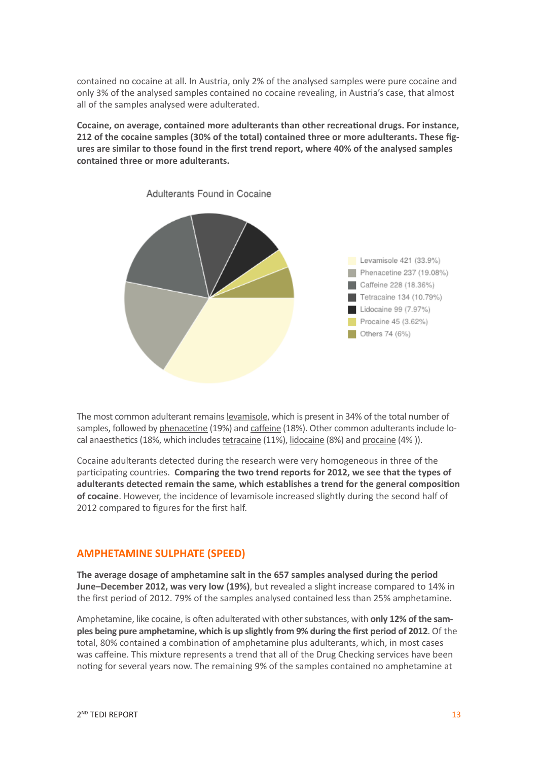contained no cocaine at all. In Austria, only 2% of the analysed samples were pure cocaine and only 3% of the analysed samples contained no cocaine revealing, in Austria's case, that almost all of the samples analysed were adulterated.

**Cocaine, on average, contained more adulterants than other recreational drugs. For instance, 212 of the cocaine samples (30% of the total) contained three or more adulterants. These figures are similar to those found in the first trend report, where 40% of the analysed samples contained three or more adulterants.**

Adulterants Found in Cocaine

- Levamisole 421 (33.9%)
- Phenacetine 237 (19.08%)
- Caffeine 228 (18.36%)
- Tetracaine 134 (10.79%)
- Lidocaine 99 (7.97%)
- Procaine 45 (3.62%)
- Others 74 (6%)

The most common adulterant remains levamisole, which is present in 34% of the total number of samples, followed by phenacetine (19%) and caffeine (18%). Other common adulterants include local anaesthetics (18%, which includes tetracaine (11%), lidocaine (8%) and procaine (4% )).

Cocaine adulterants detected during the research were very homogeneous in three of the participating countries. **Comparing the two trend reports for 2012, we see that the types of adulterants detected remain the same, which establishes a trend for the general composition of cocaine**. However, the incidence of levamisole increased slightly during the second half of 2012 compared to figures for the first half.

## AMPHETAMINE SULPHATE (SPEED)

**The average dosage of amphetamine salt in the 657 samples analysed during the period June–December 2012, was very low (19%)**, but revealed a slight increase compared to 14% in the first period of 2012. 79% of the samples analysed contained less than 25% amphetamine.

Amphetamine, like cocaine, is often adulterated with other substances, with **only 12% of the samples being pure amphetamine, which is up slightly from 9% during the first period of 2012**. Of the total, 80% contained a combination of amphetamine plus adulterants, which, in most cases was caffeine. This mixture represents a trend that all of the Drug Checking services have been noting for several years now. The remaining 9% of the samples contained no amphetamine at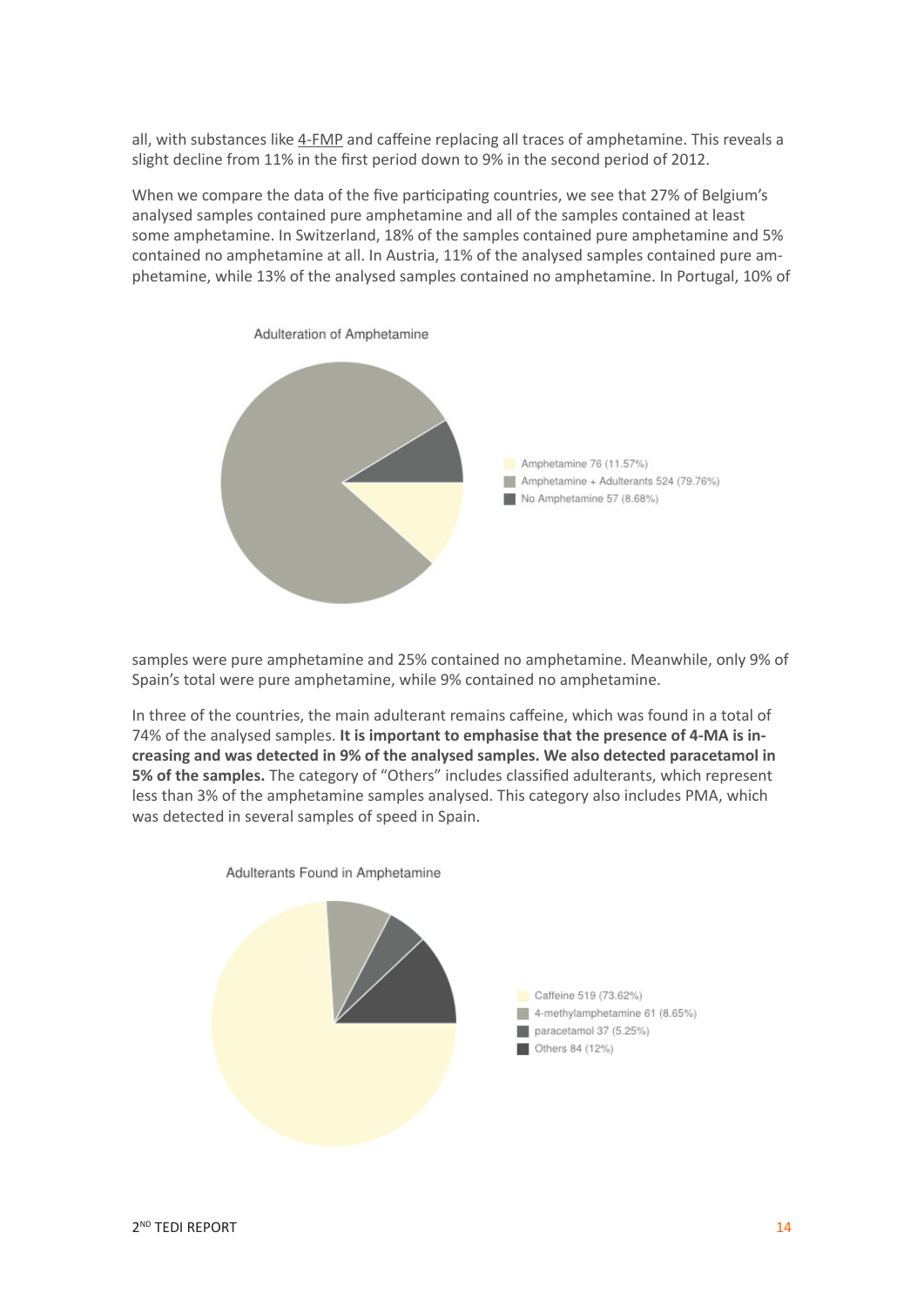all, with substances like 4-FMP and caffeine replacing all traces of amphetamine. This reveals a slight decline from 11% in the first period down to 9% in the second period of 2012.

When we compare the data of the five participating countries, we see that 27% of Belgium's analysed samples contained pure amphetamine and all of the samples contained at least some amphetamine. In Switzerland, 18% of the samples contained pure amphetamine and 5% contained no amphetamine at all. In Austria, 11% of the analysed samples contained pure amphetamine, while 13% of the analysed samples contained no amphetamine. In Portugal, 10% of

Adulteration of Amphetamine

- Amphetamine 76 (11.57%)
- Amphetamine + Adulterants 524 (79.76%)
- No Amphetamine 57 (8.68%)

samples were pure amphetamine and 25% contained no amphetamine. Meanwhile, only 9% of Spain's total were pure amphetamine, while 9% contained no amphetamine.

In three of the countries, the main adulterant remains caffeine, which was found in a total of 74% of the analysed samples. **It is important to emphasise that the presence of 4-MA is increasing and was detected in 9% of the analysed samples. We also detected paracetamol in 5% of the samples.** The category of "Others" includes classified adulterants, which represent less than 3% of the amphetamine samples analysed. This category also includes PMA, which was detected in several samples of speed in Spain.

Adulterants Found in Amphetamine

- Caffeine 519 (73.62%)
- 4-methylamphetamine 61 (8.65%)
- paracetamol 37 (5.25%)
- Others 84 (12%)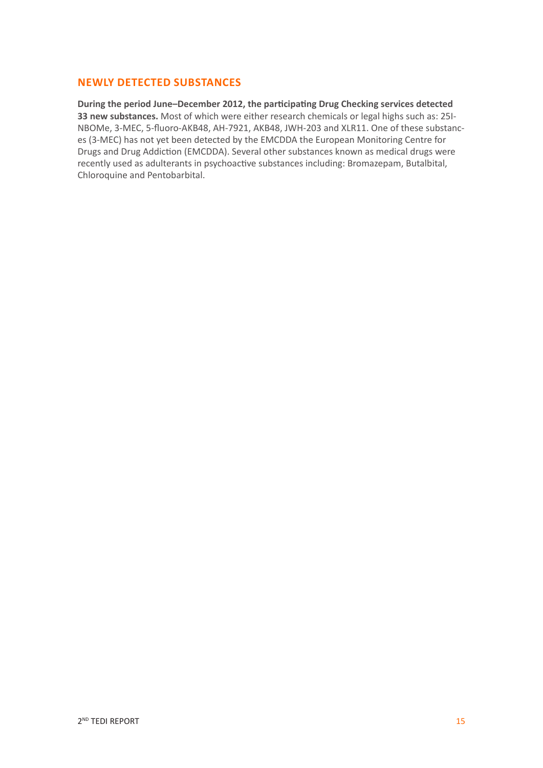## NEWLY DETECTED SUBSTANCES

**During the period June–December 2012, the participating Drug Checking services detected 33 new substances.** Most of which were either research chemicals or legal highs such as: 25I-NBOMe, 3-MEC, 5-fluoro-AKB48, AH-7921, AKB48, JWH-203 and XLR11. One of these substances (3-MEC) has not yet been detected by the EMCDDA the European Monitoring Centre for Drugs and Drug Addiction (EMCDDA). Several other substances known as medical drugs were recently used as adulterants in psychoactive substances including: Bromazepam, Butalbital, Chloroquine and Pentobarbital.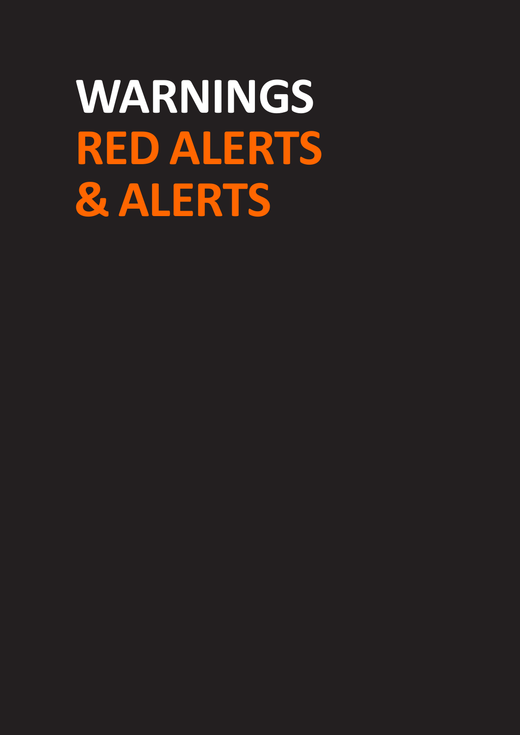# WARNINGS
# RED ALERTS
# & ALERTS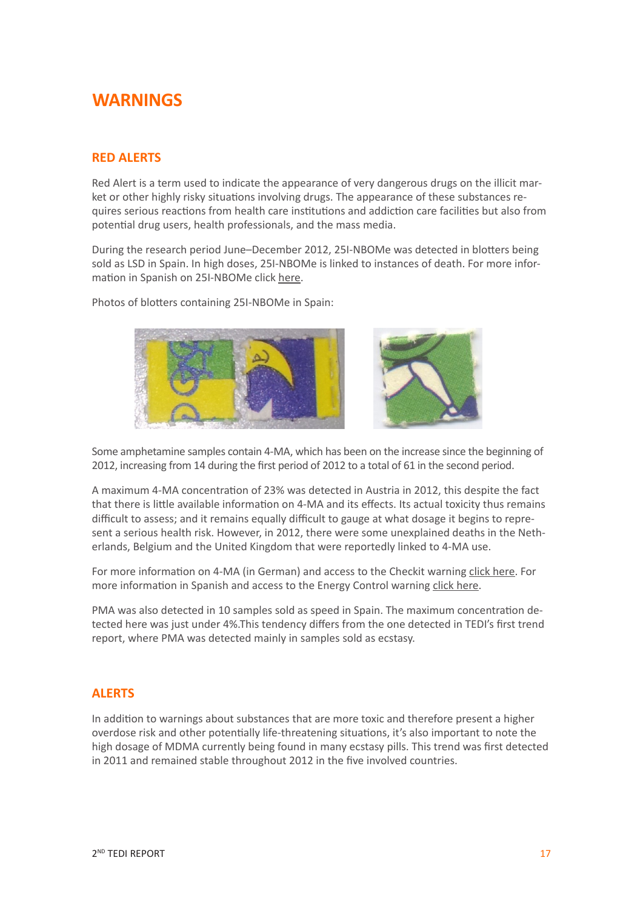# WARNINGS

## RED ALERTS

Red Alert is a term used to indicate the appearance of very dangerous drugs on the illicit market or other highly risky situations involving drugs. The appearance of these substances requires serious reactions from health care institutions and addiction care facilities but also from potential drug users, health professionals, and the mass media.

During the research period June–December 2012, 25I-NBOMe was detected in blotters being sold as LSD in Spain. In high doses, 25I-NBOMe is linked to instances of death. For more information in Spanish on 25I-NBOMe click here.

Photos of blotters containing 25I-NBOMe in Spain:

Some amphetamine samples contain 4-MA, which has been on the increase since the beginning of 2012, increasing from 14 during the first period of 2012 to a total of 61 in the second period.

A maximum 4-MA concentration of 23% was detected in Austria in 2012, this despite the fact that there is little available information on 4-MA and its effects. Its actual toxicity thus remains difficult to assess; and it remains equally difficult to gauge at what dosage it begins to represent a serious health risk. However, in 2012, there were some unexplained deaths in the Netherlands, Belgium and the United Kingdom that were reportedly linked to 4-MA use.

For more information on 4-MA (in German) and access to the Checkit warning click here. For more information in Spanish and access to the Energy Control warning click here.

PMA was also detected in 10 samples sold as speed in Spain. The maximum concentration detected here was just under 4%.This tendency differs from the one detected in TEDI's first trend report, where PMA was detected mainly in samples sold as ecstasy.

## ALERTS

In addition to warnings about substances that are more toxic and therefore present a higher overdose risk and other potentially life-threatening situations, it's also important to note the high dosage of MDMA currently being found in many ecstasy pills. This trend was first detected in 2011 and remained stable throughout 2012 in the five involved countries.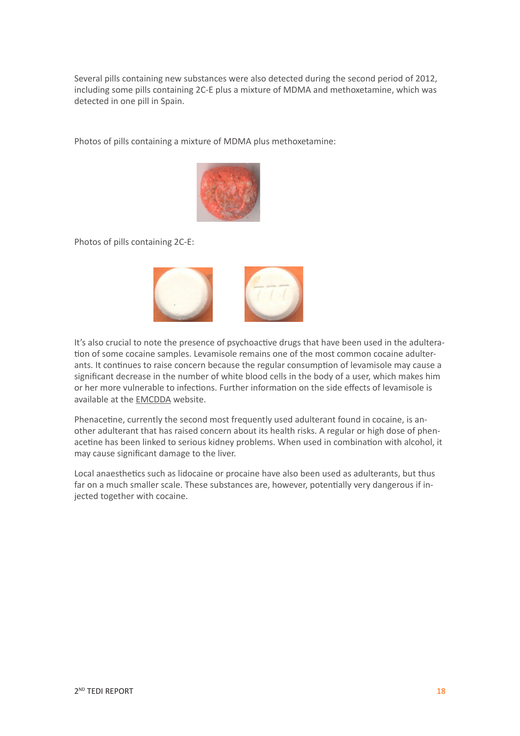Several pills containing new substances were also detected during the second period of 2012, including some pills containing 2C-E plus a mixture of MDMA and methoxetamine, which was detected in one pill in Spain.

Photos of pills containing a mixture of MDMA plus methoxetamine:

Photos of pills containing 2C-E:

It's also crucial to note the presence of psychoactive drugs that have been used in the adulteration of some cocaine samples. Levamisole remains one of the most common cocaine adulterants. It continues to raise concern because the regular consumption of levamisole may cause a significant decrease in the number of white blood cells in the body of a user, which makes him or her more vulnerable to infections. Further information on the side effects of levamisole is available at the EMCDDA website.

Phenacetine, currently the second most frequently used adulterant found in cocaine, is another adulterant that has raised concern about its health risks. A regular or high dose of phenacetine has been linked to serious kidney problems. When used in combination with alcohol, it may cause significant damage to the liver.

Local anaesthetics such as lidocaine or procaine have also been used as adulterants, but thus far on a much smaller scale. These substances are, however, potentially very dangerous if injected together with cocaine.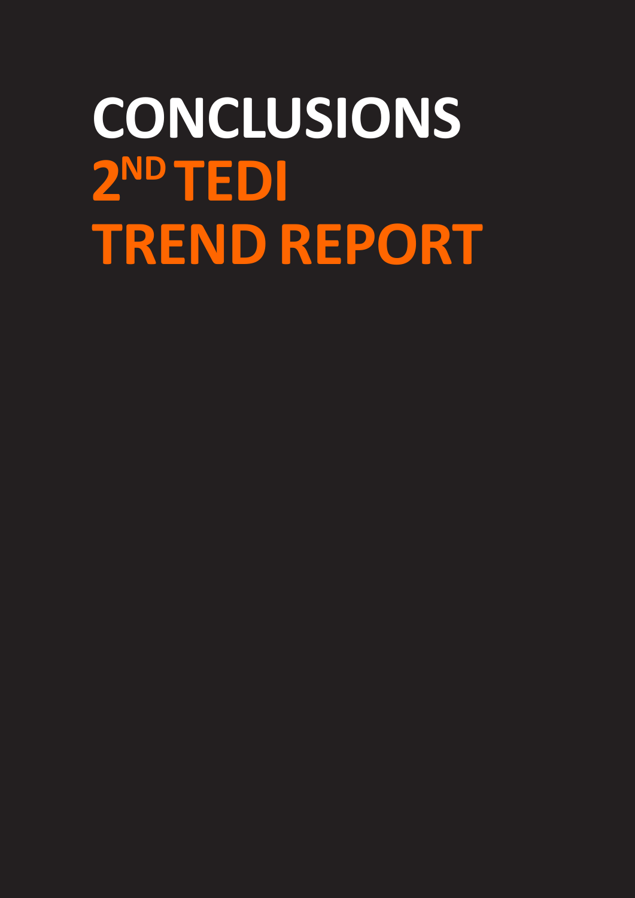# CONCLUSIONS 2ND TEDI TREND REPORT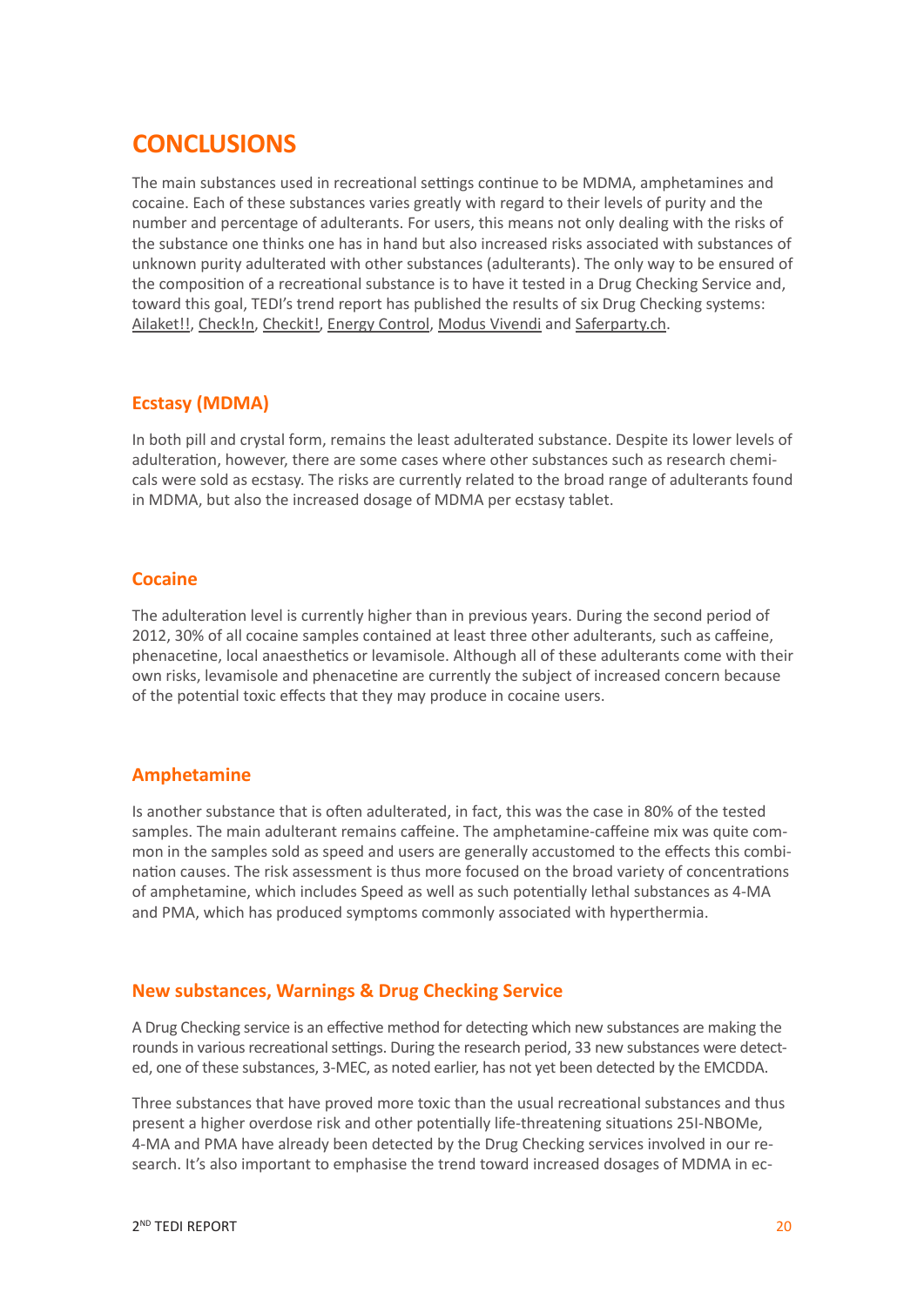# CONCLUSIONS

The main substances used in recreational settings continue to be MDMA, amphetamines and cocaine. Each of these substances varies greatly with regard to their levels of purity and the number and percentage of adulterants. For users, this means not only dealing with the risks of the substance one thinks one has in hand but also increased risks associated with substances of unknown purity adulterated with other substances (adulterants). The only way to be ensured of the composition of a recreational substance is to have it tested in a Drug Checking Service and, toward this goal, TEDI's trend report has published the results of six Drug Checking systems: Ailaket!!, Check!n, Checkit!, Energy Control, Modus Vivendi and Saferparty.ch.

## Ecstasy (MDMA)

In both pill and crystal form, remains the least adulterated substance. Despite its lower levels of adulteration, however, there are some cases where other substances such as research chemicals were sold as ecstasy. The risks are currently related to the broad range of adulterants found in MDMA, but also the increased dosage of MDMA per ecstasy tablet.

## Cocaine

The adulteration level is currently higher than in previous years. During the second period of 2012, 30% of all cocaine samples contained at least three other adulterants, such as caffeine, phenacetine, local anaesthetics or levamisole. Although all of these adulterants come with their own risks, levamisole and phenacetine are currently the subject of increased concern because of the potential toxic effects that they may produce in cocaine users.

## Amphetamine

Is another substance that is often adulterated, in fact, this was the case in 80% of the tested samples. The main adulterant remains caffeine. The amphetamine-caffeine mix was quite common in the samples sold as speed and users are generally accustomed to the effects this combination causes. The risk assessment is thus more focused on the broad variety of concentrations of amphetamine, which includes Speed as well as such potentially lethal substances as 4-MA and PMA, which has produced symptoms commonly associated with hyperthermia.

## New substances, Warnings & Drug Checking Service

A Drug Checking service is an effective method for detecting which new substances are making the rounds in various recreational settings. During the research period, 33 new substances were detected, one of these substances, 3-MEC, as noted earlier, has not yet been detected by the EMCDDA.

Three substances that have proved more toxic than the usual recreational substances and thus present a higher overdose risk and other potentially life-threatening situations 25I-NBOMe, 4-MA and PMA have already been detected by the Drug Checking services involved in our research. It's also important to emphasise the trend toward increased dosages of MDMA in ec-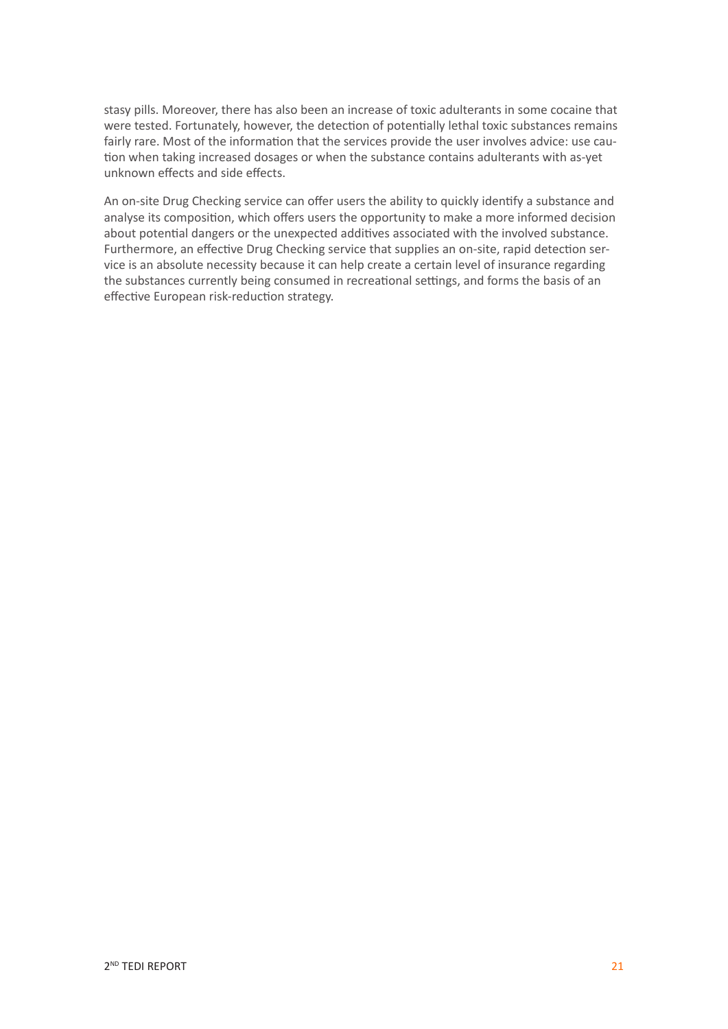stasy pills. Moreover, there has also been an increase of toxic adulterants in some cocaine that were tested. Fortunately, however, the detection of potentially lethal toxic substances remains fairly rare. Most of the information that the services provide the user involves advice: use caution when taking increased dosages or when the substance contains adulterants with as-yet unknown effects and side effects.

An on-site Drug Checking service can offer users the ability to quickly identify a substance and analyse its composition, which offers users the opportunity to make a more informed decision about potential dangers or the unexpected additives associated with the involved substance. Furthermore, an effective Drug Checking service that supplies an on-site, rapid detection service is an absolute necessity because it can help create a certain level of insurance regarding the substances currently being consumed in recreational settings, and forms the basis of an effective European risk-reduction strategy.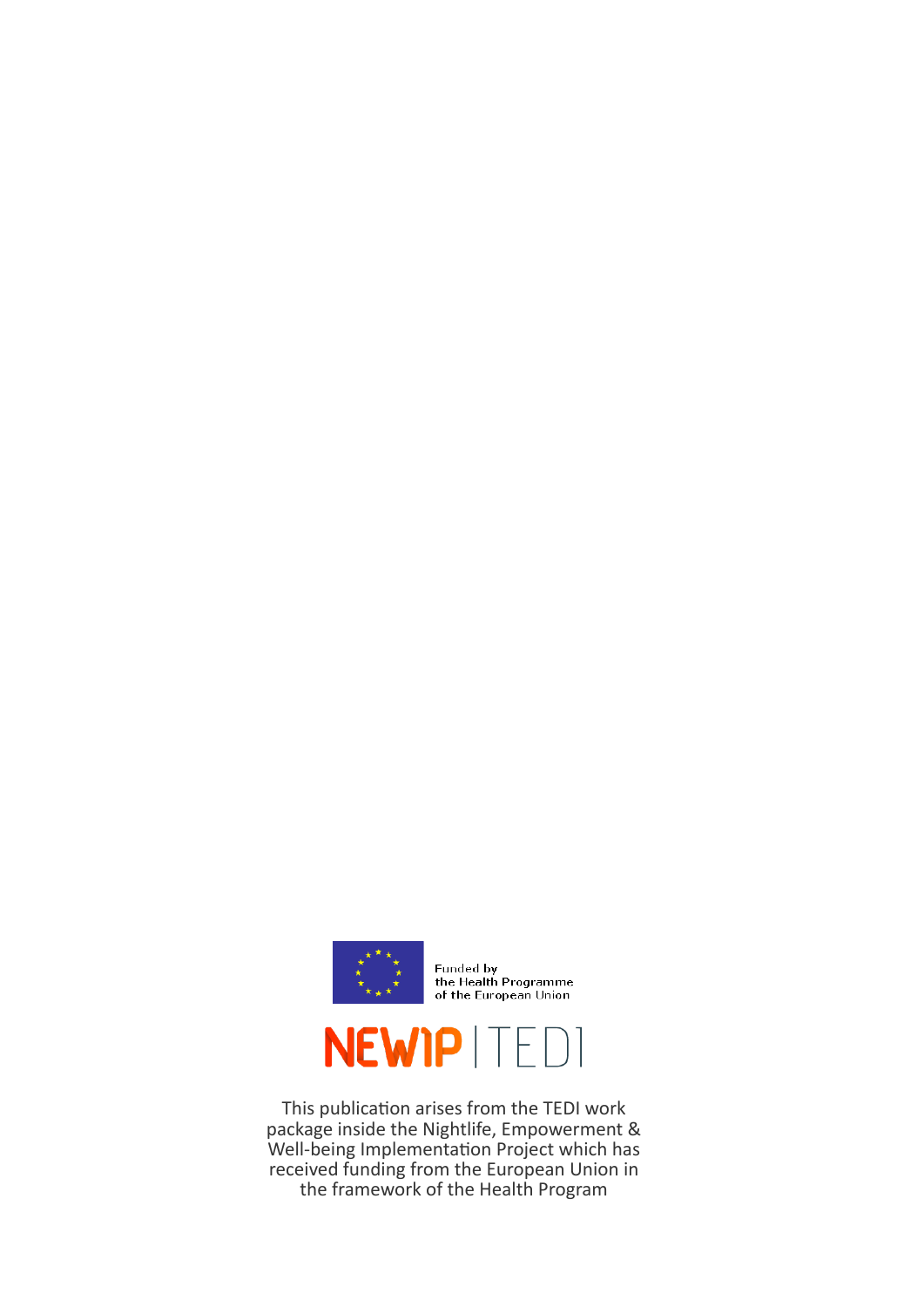Funded by
the Health Programme
of the European Union

NEWIP | TEDI

This publication arises from the TEDI work package inside the Nightlife, Empowerment & Well-being Implementation Project which has received funding from the European Union in the framework of the Health Program